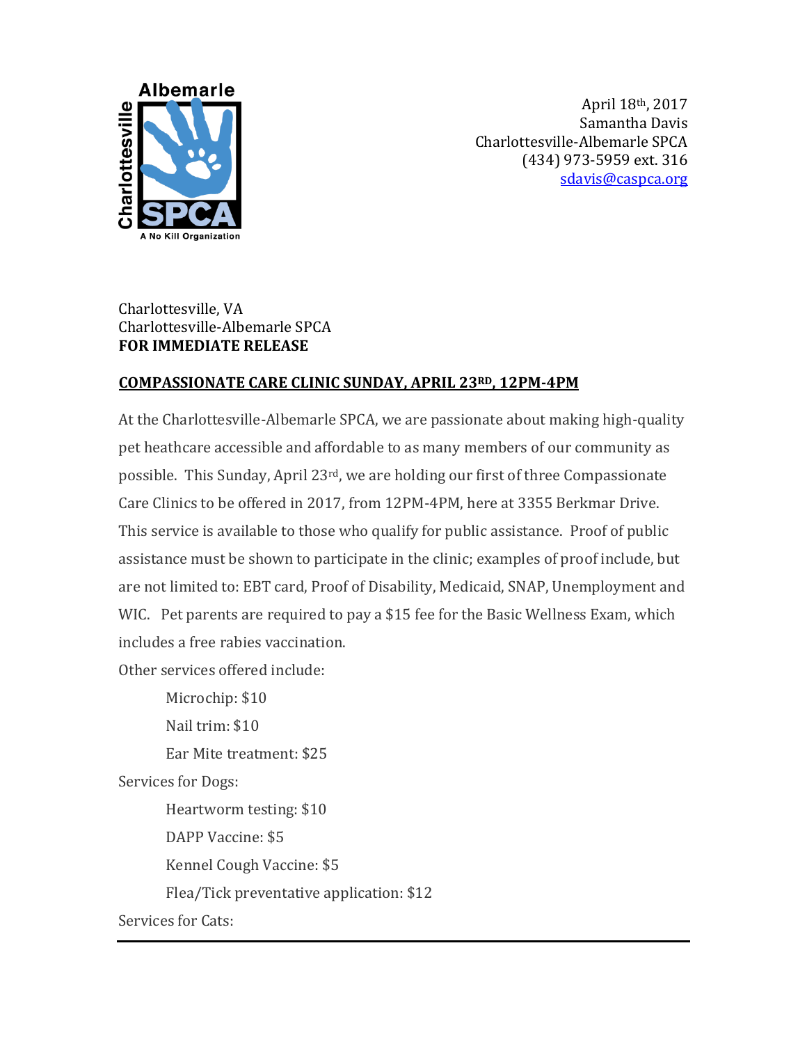April 18th, 2017
Samantha Davis
Charlottesville-Albemarle SPCA
(434) 973-5959 ext. 316
sdavis@caspca.org

Charlottesville, VA
Charlottesville-Albemarle SPCA
**FOR IMMEDIATE RELEASE**

## COMPASSIONATE CARE CLINIC SUNDAY, APRIL 23RD, 12PM-4PM

At the Charlottesville-Albemarle SPCA, we are passionate about making high-quality pet heathcare accessible and affordable to as many members of our community as possible. This Sunday, April 23rd, we are holding our first of three Compassionate Care Clinics to be offered in 2017, from 12PM-4PM, here at 3355 Berkmar Drive. This service is available to those who qualify for public assistance. Proof of public assistance must be shown to participate in the clinic; examples of proof include, but are not limited to: EBT card, Proof of Disability, Medicaid, SNAP, Unemployment and WIC. Pet parents are required to pay a $15 fee for the Basic Wellness Exam, which includes a free rabies vaccination.

Other services offered include:

- Microchip: $10
- Nail trim: $10
- Ear Mite treatment: $25

Services for Dogs:

- Heartworm testing: $10
- DAPP Vaccine: $5
- Kennel Cough Vaccine: $5
- Flea/Tick preventative application: $12

Services for Cats: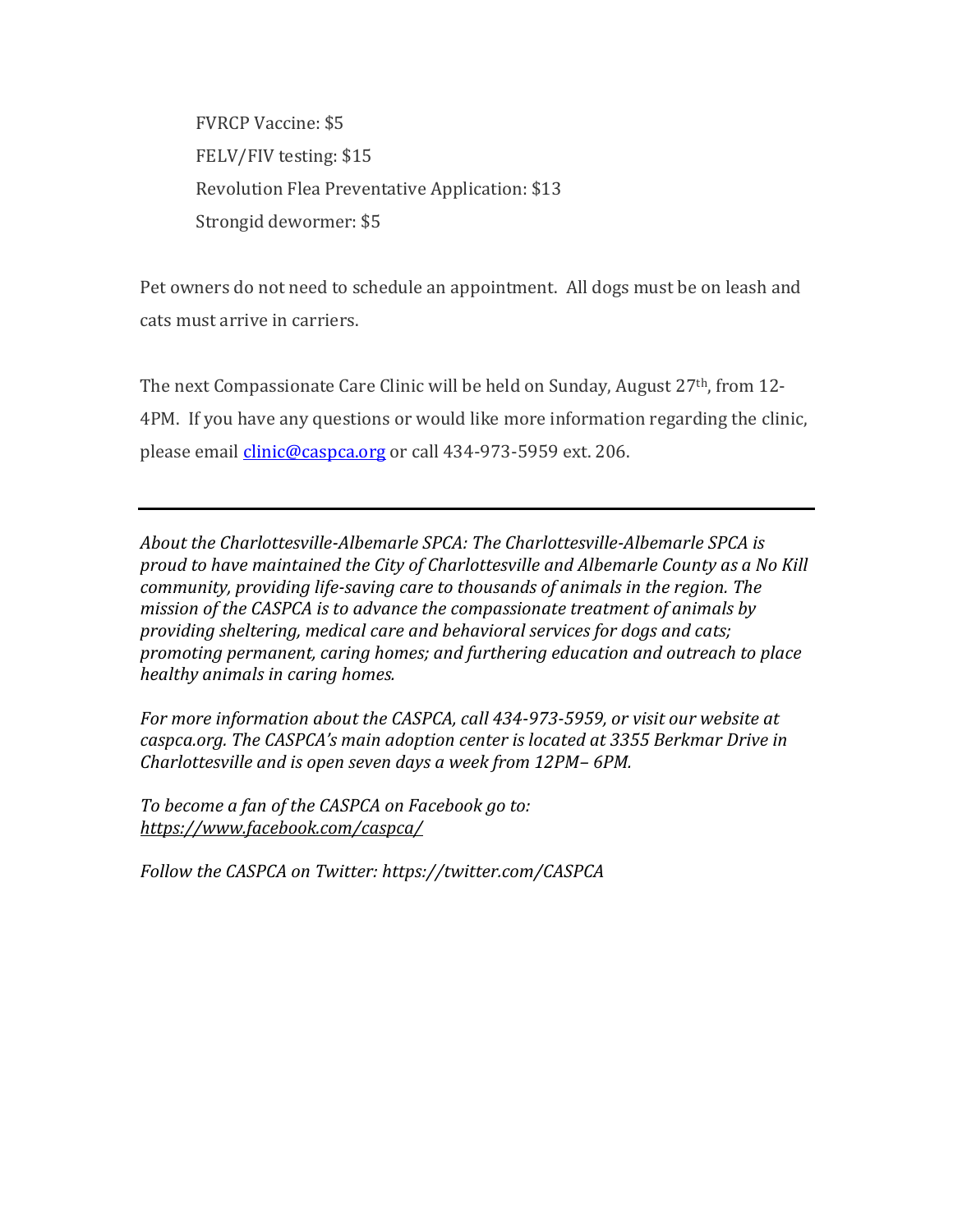FVRCP Vaccine: $5

FELV/FIV testing: $15

Revolution Flea Preventative Application: $13

Strongid dewormer: $5

Pet owners do not need to schedule an appointment. All dogs must be on leash and cats must arrive in carriers.

The next Compassionate Care Clinic will be held on Sunday, August 27th, from 12-4PM. If you have any questions or would like more information regarding the clinic, please email clinic@caspca.org or call 434-973-5959 ext. 206.

---

*About the Charlottesville-Albemarle SPCA: The Charlottesville-Albemarle SPCA is proud to have maintained the City of Charlottesville and Albemarle County as a No Kill community, providing life-saving care to thousands of animals in the region. The mission of the CASPCA is to advance the compassionate treatment of animals by providing sheltering, medical care and behavioral services for dogs and cats; promoting permanent, caring homes; and furthering education and outreach to place healthy animals in caring homes.*

*For more information about the CASPCA, call 434-973-5959, or visit our website at caspca.org. The CASPCA's main adoption center is located at 3355 Berkmar Drive in Charlottesville and is open seven days a week from 12PM– 6PM.*

*To become a fan of the CASPCA on Facebook go to: https://www.facebook.com/caspca/*

*Follow the CASPCA on Twitter: https://twitter.com/CASPCA*